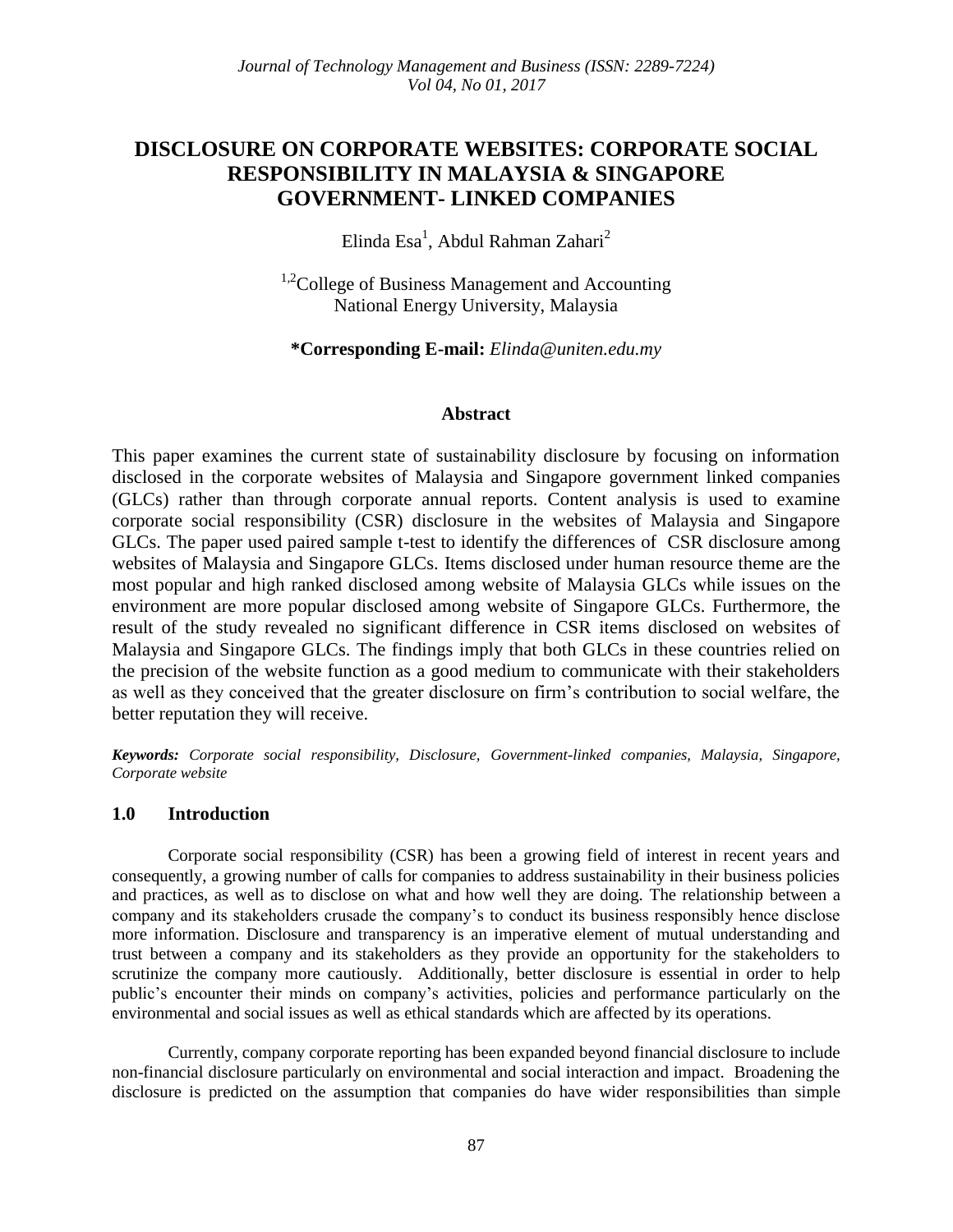# DISCLOSURE ON CORPORATE WEBSITES: CORPORATE SOCIAL RESPONSIBILITY IN MALAYSIA & SINGAPORE GOVERNMENT- LINKED COMPANIES

Elinda Esa[1], Abdul Rahman Zahari[2]

[1,2]College of Business Management and Accounting
National Energy University, Malaysia

**\*Corresponding E-mail:** *Elinda@uniten.edu.my*

### Abstract

This paper examines the current state of sustainability disclosure by focusing on information disclosed in the corporate websites of Malaysia and Singapore government linked companies (GLCs) rather than through corporate annual reports. Content analysis is used to examine corporate social responsibility (CSR) disclosure in the websites of Malaysia and Singapore GLCs. The paper used paired sample t-test to identify the differences of CSR disclosure among websites of Malaysia and Singapore GLCs. Items disclosed under human resource theme are the most popular and high ranked disclosed among website of Malaysia GLCs while issues on the environment are more popular disclosed among website of Singapore GLCs. Furthermore, the result of the study revealed no significant difference in CSR items disclosed on websites of Malaysia and Singapore GLCs. The findings imply that both GLCs in these countries relied on the precision of the website function as a good medium to communicate with their stakeholders as well as they conceived that the greater disclosure on firm's contribution to social welfare, the better reputation they will receive.

***Keywords:*** *Corporate social responsibility, Disclosure, Government-linked companies, Malaysia, Singapore, Corporate website*

## 1.0 Introduction

Corporate social responsibility (CSR) has been a growing field of interest in recent years and consequently, a growing number of calls for companies to address sustainability in their business policies and practices, as well as to disclose on what and how well they are doing. The relationship between a company and its stakeholders crusade the company's to conduct its business responsibly hence disclose more information. Disclosure and transparency is an imperative element of mutual understanding and trust between a company and its stakeholders as they provide an opportunity for the stakeholders to scrutinize the company more cautiously. Additionally, better disclosure is essential in order to help public's encounter their minds on company's activities, policies and performance particularly on the environmental and social issues as well as ethical standards which are affected by its operations.

Currently, company corporate reporting has been expanded beyond financial disclosure to include non-financial disclosure particularly on environmental and social interaction and impact. Broadening the disclosure is predicted on the assumption that companies do have wider responsibilities than simple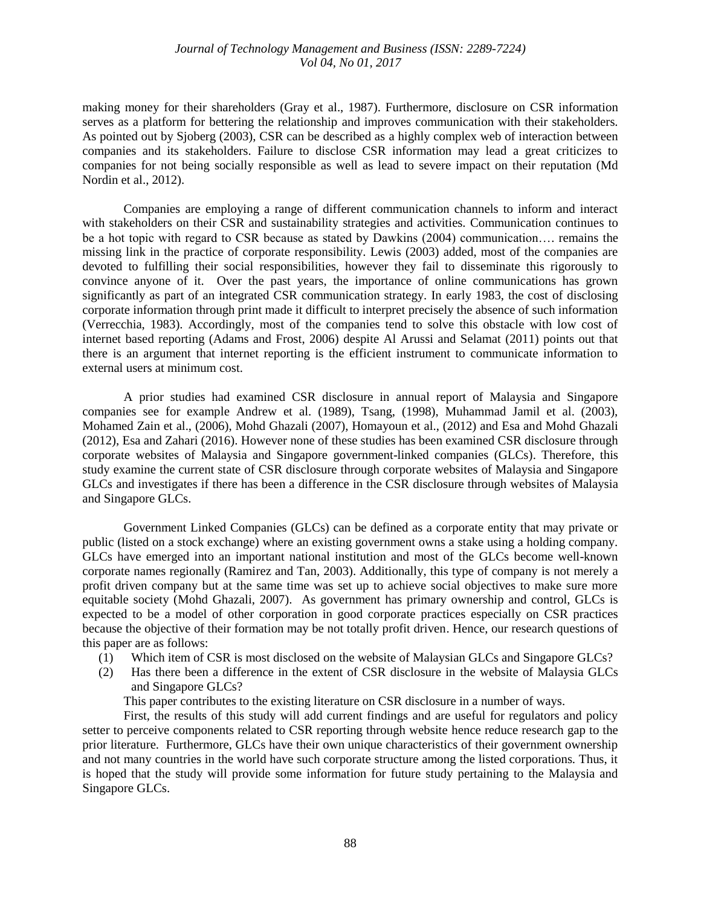making money for their shareholders (Gray et al., 1987). Furthermore, disclosure on CSR information serves as a platform for bettering the relationship and improves communication with their stakeholders. As pointed out by Sjoberg (2003), CSR can be described as a highly complex web of interaction between companies and its stakeholders. Failure to disclose CSR information may lead a great criticizes to companies for not being socially responsible as well as lead to severe impact on their reputation (Md Nordin et al., 2012).

Companies are employing a range of different communication channels to inform and interact with stakeholders on their CSR and sustainability strategies and activities. Communication continues to be a hot topic with regard to CSR because as stated by Dawkins (2004) communication…. remains the missing link in the practice of corporate responsibility. Lewis (2003) added, most of the companies are devoted to fulfilling their social responsibilities, however they fail to disseminate this rigorously to convince anyone of it. Over the past years, the importance of online communications has grown significantly as part of an integrated CSR communication strategy. In early 1983, the cost of disclosing corporate information through print made it difficult to interpret precisely the absence of such information (Verrecchia, 1983). Accordingly, most of the companies tend to solve this obstacle with low cost of internet based reporting (Adams and Frost, 2006) despite Al Arussi and Selamat (2011) points out that there is an argument that internet reporting is the efficient instrument to communicate information to external users at minimum cost.

A prior studies had examined CSR disclosure in annual report of Malaysia and Singapore companies see for example Andrew et al. (1989), Tsang, (1998), Muhammad Jamil et al. (2003), Mohamed Zain et al., (2006), Mohd Ghazali (2007), Homayoun et al., (2012) and Esa and Mohd Ghazali (2012), Esa and Zahari (2016). However none of these studies has been examined CSR disclosure through corporate websites of Malaysia and Singapore government-linked companies (GLCs). Therefore, this study examine the current state of CSR disclosure through corporate websites of Malaysia and Singapore GLCs and investigates if there has been a difference in the CSR disclosure through websites of Malaysia and Singapore GLCs.

Government Linked Companies (GLCs) can be defined as a corporate entity that may private or public (listed on a stock exchange) where an existing government owns a stake using a holding company. GLCs have emerged into an important national institution and most of the GLCs become well-known corporate names regionally (Ramirez and Tan, 2003). Additionally, this type of company is not merely a profit driven company but at the same time was set up to achieve social objectives to make sure more equitable society (Mohd Ghazali, 2007). As government has primary ownership and control, GLCs is expected to be a model of other corporation in good corporate practices especially on CSR practices because the objective of their formation may be not totally profit driven. Hence, our research questions of this paper are as follows:

(1) Which item of CSR is most disclosed on the website of Malaysian GLCs and Singapore GLCs?
(2) Has there been a difference in the extent of CSR disclosure in the website of Malaysia GLCs and Singapore GLCs?

This paper contributes to the existing literature on CSR disclosure in a number of ways.

First, the results of this study will add current findings and are useful for regulators and policy setter to perceive components related to CSR reporting through website hence reduce research gap to the prior literature. Furthermore, GLCs have their own unique characteristics of their government ownership and not many countries in the world have such corporate structure among the listed corporations. Thus, it is hoped that the study will provide some information for future study pertaining to the Malaysia and Singapore GLCs.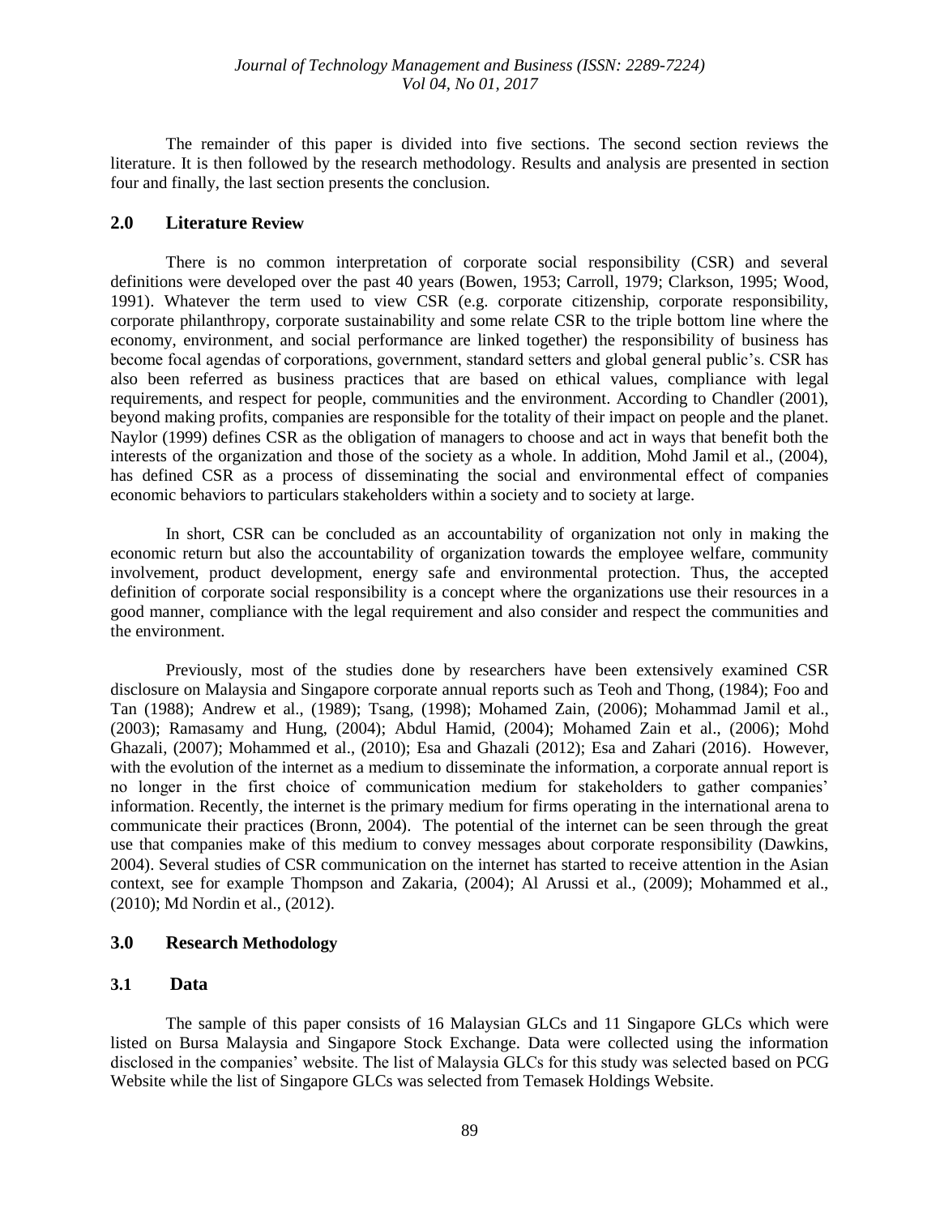The remainder of this paper is divided into five sections. The second section reviews the literature. It is then followed by the research methodology. Results and analysis are presented in section four and finally, the last section presents the conclusion.

## 2.0 Literature Review

There is no common interpretation of corporate social responsibility (CSR) and several definitions were developed over the past 40 years (Bowen, 1953; Carroll, 1979; Clarkson, 1995; Wood, 1991). Whatever the term used to view CSR (e.g. corporate citizenship, corporate responsibility, corporate philanthropy, corporate sustainability and some relate CSR to the triple bottom line where the economy, environment, and social performance are linked together) the responsibility of business has become focal agendas of corporations, government, standard setters and global general public's. CSR has also been referred as business practices that are based on ethical values, compliance with legal requirements, and respect for people, communities and the environment. According to Chandler (2001), beyond making profits, companies are responsible for the totality of their impact on people and the planet. Naylor (1999) defines CSR as the obligation of managers to choose and act in ways that benefit both the interests of the organization and those of the society as a whole. In addition, Mohd Jamil et al., (2004), has defined CSR as a process of disseminating the social and environmental effect of companies economic behaviors to particulars stakeholders within a society and to society at large.

In short, CSR can be concluded as an accountability of organization not only in making the economic return but also the accountability of organization towards the employee welfare, community involvement, product development, energy safe and environmental protection. Thus, the accepted definition of corporate social responsibility is a concept where the organizations use their resources in a good manner, compliance with the legal requirement and also consider and respect the communities and the environment.

Previously, most of the studies done by researchers have been extensively examined CSR disclosure on Malaysia and Singapore corporate annual reports such as Teoh and Thong, (1984); Foo and Tan (1988); Andrew et al., (1989); Tsang, (1998); Mohamed Zain, (2006); Mohammad Jamil et al., (2003); Ramasamy and Hung, (2004); Abdul Hamid, (2004); Mohamed Zain et al., (2006); Mohd Ghazali, (2007); Mohammed et al., (2010); Esa and Ghazali (2012); Esa and Zahari (2016). However, with the evolution of the internet as a medium to disseminate the information, a corporate annual report is no longer in the first choice of communication medium for stakeholders to gather companies' information. Recently, the internet is the primary medium for firms operating in the international arena to communicate their practices (Bronn, 2004). The potential of the internet can be seen through the great use that companies make of this medium to convey messages about corporate responsibility (Dawkins, 2004). Several studies of CSR communication on the internet has started to receive attention in the Asian context, see for example Thompson and Zakaria, (2004); Al Arussi et al., (2009); Mohammed et al., (2010); Md Nordin et al., (2012).

## 3.0 Research Methodology

### 3.1 Data

The sample of this paper consists of 16 Malaysian GLCs and 11 Singapore GLCs which were listed on Bursa Malaysia and Singapore Stock Exchange. Data were collected using the information disclosed in the companies' website. The list of Malaysia GLCs for this study was selected based on PCG Website while the list of Singapore GLCs was selected from Temasek Holdings Website.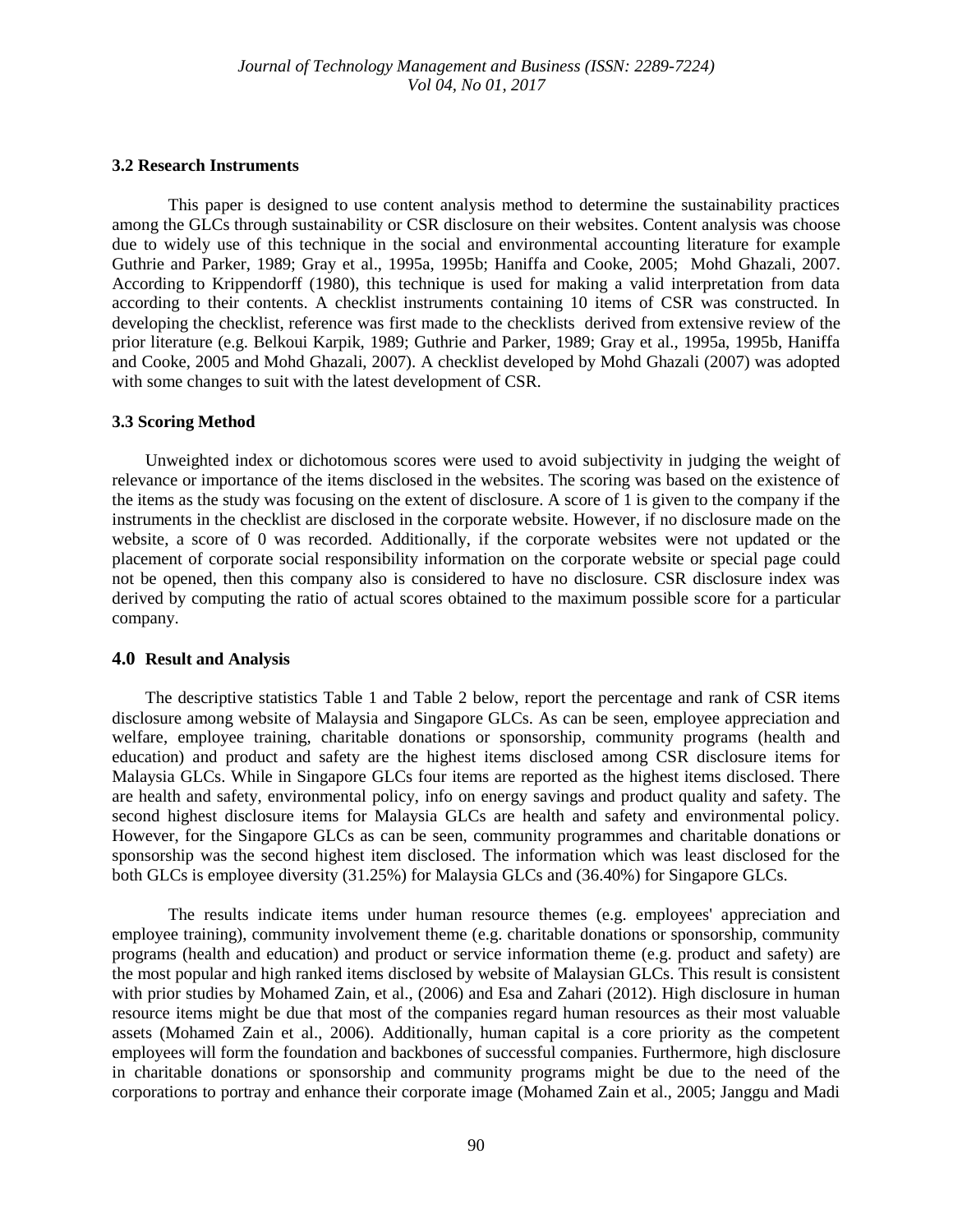### 3.2 Research Instruments

This paper is designed to use content analysis method to determine the sustainability practices among the GLCs through sustainability or CSR disclosure on their websites. Content analysis was choose due to widely use of this technique in the social and environmental accounting literature for example Guthrie and Parker, 1989; Gray et al., 1995a, 1995b; Haniffa and Cooke, 2005; Mohd Ghazali, 2007. According to Krippendorff (1980), this technique is used for making a valid interpretation from data according to their contents. A checklist instruments containing 10 items of CSR was constructed. In developing the checklist, reference was first made to the checklists derived from extensive review of the prior literature (e.g. Belkoui Karpik, 1989; Guthrie and Parker, 1989; Gray et al., 1995a, 1995b, Haniffa and Cooke, 2005 and Mohd Ghazali, 2007). A checklist developed by Mohd Ghazali (2007) was adopted with some changes to suit with the latest development of CSR.

### 3.3 Scoring Method

Unweighted index or dichotomous scores were used to avoid subjectivity in judging the weight of relevance or importance of the items disclosed in the websites. The scoring was based on the existence of the items as the study was focusing on the extent of disclosure. A score of 1 is given to the company if the instruments in the checklist are disclosed in the corporate website. However, if no disclosure made on the website, a score of 0 was recorded. Additionally, if the corporate websites were not updated or the placement of corporate social responsibility information on the corporate website or special page could not be opened, then this company also is considered to have no disclosure. CSR disclosure index was derived by computing the ratio of actual scores obtained to the maximum possible score for a particular company.

## 4.0 Result and Analysis

The descriptive statistics Table 1 and Table 2 below, report the percentage and rank of CSR items disclosure among website of Malaysia and Singapore GLCs. As can be seen, employee appreciation and welfare, employee training, charitable donations or sponsorship, community programs (health and education) and product and safety are the highest items disclosed among CSR disclosure items for Malaysia GLCs. While in Singapore GLCs four items are reported as the highest items disclosed. There are health and safety, environmental policy, info on energy savings and product quality and safety. The second highest disclosure items for Malaysia GLCs are health and safety and environmental policy. However, for the Singapore GLCs as can be seen, community programmes and charitable donations or sponsorship was the second highest item disclosed. The information which was least disclosed for the both GLCs is employee diversity (31.25%) for Malaysia GLCs and (36.40%) for Singapore GLCs.

The results indicate items under human resource themes (e.g. employees' appreciation and employee training), community involvement theme (e.g. charitable donations or sponsorship, community programs (health and education) and product or service information theme (e.g. product and safety) are the most popular and high ranked items disclosed by website of Malaysian GLCs. This result is consistent with prior studies by Mohamed Zain, et al., (2006) and Esa and Zahari (2012). High disclosure in human resource items might be due that most of the companies regard human resources as their most valuable assets (Mohamed Zain et al., 2006). Additionally, human capital is a core priority as the competent employees will form the foundation and backbones of successful companies. Furthermore, high disclosure in charitable donations or sponsorship and community programs might be due to the need of the corporations to portray and enhance their corporate image (Mohamed Zain et al., 2005; Janggu and Madi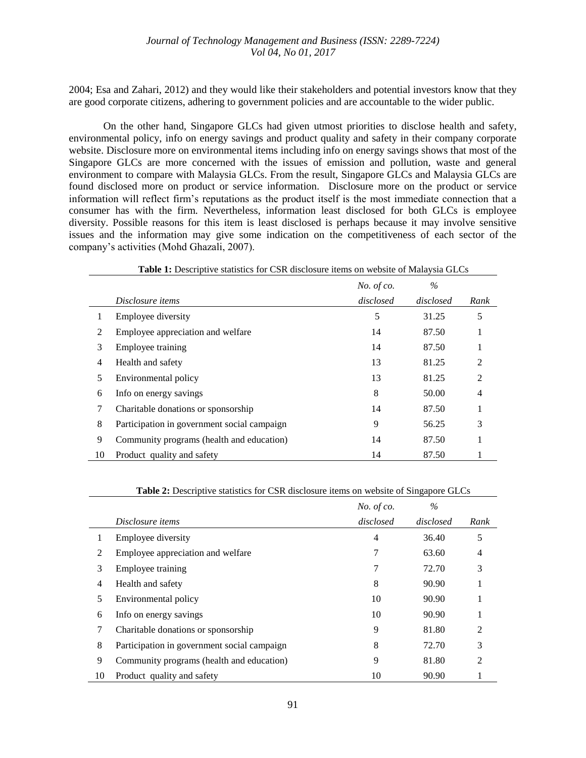2004; Esa and Zahari, 2012) and they would like their stakeholders and potential investors know that they are good corporate citizens, adhering to government policies and are accountable to the wider public.

On the other hand, Singapore GLCs had given utmost priorities to disclose health and safety, environmental policy, info on energy savings and product quality and safety in their company corporate website. Disclosure more on environmental items including info on energy savings shows that most of the Singapore GLCs are more concerned with the issues of emission and pollution, waste and general environment to compare with Malaysia GLCs. From the result, Singapore GLCs and Malaysia GLCs are found disclosed more on product or service information. Disclosure more on the product or service information will reflect firm's reputations as the product itself is the most immediate connection that a consumer has with the firm. Nevertheless, information least disclosed for both GLCs is employee diversity. Possible reasons for this item is least disclosed is perhaps because it may involve sensitive issues and the information may give some indication on the competitiveness of each sector of the company's activities (Mohd Ghazali, 2007).

**Table 1:** Descriptive statistics for CSR disclosure items on website of Malaysia GLCs

| | *Disclosure items* | *No. of co. disclosed* | *% disclosed* | *Rank* |
|---|---|---|---|---|
| 1 | Employee diversity | 5 | 31.25 | 5 |
| 2 | Employee appreciation and welfare | 14 | 87.50 | 1 |
| 3 | Employee training | 14 | 87.50 | 1 |
| 4 | Health and safety | 13 | 81.25 | 2 |
| 5 | Environmental policy | 13 | 81.25 | 2 |
| 6 | Info on energy savings | 8 | 50.00 | 4 |
| 7 | Charitable donations or sponsorship | 14 | 87.50 | 1 |
| 8 | Participation in government social campaign | 9 | 56.25 | 3 |
| 9 | Community programs (health and education) | 14 | 87.50 | 1 |
| 10 | Product quality and safety | 14 | 87.50 | 1 |

**Table 2:** Descriptive statistics for CSR disclosure items on website of Singapore GLCs

| | *Disclosure items* | *No. of co. disclosed* | *% disclosed* | *Rank* |
|---|---|---|---|---|
| 1 | Employee diversity | 4 | 36.40 | 5 |
| 2 | Employee appreciation and welfare | 7 | 63.60 | 4 |
| 3 | Employee training | 7 | 72.70 | 3 |
| 4 | Health and safety | 8 | 90.90 | 1 |
| 5 | Environmental policy | 10 | 90.90 | 1 |
| 6 | Info on energy savings | 10 | 90.90 | 1 |
| 7 | Charitable donations or sponsorship | 9 | 81.80 | 2 |
| 8 | Participation in government social campaign | 8 | 72.70 | 3 |
| 9 | Community programs (health and education) | 9 | 81.80 | 2 |
| 10 | Product quality and safety | 10 | 90.90 | 1 |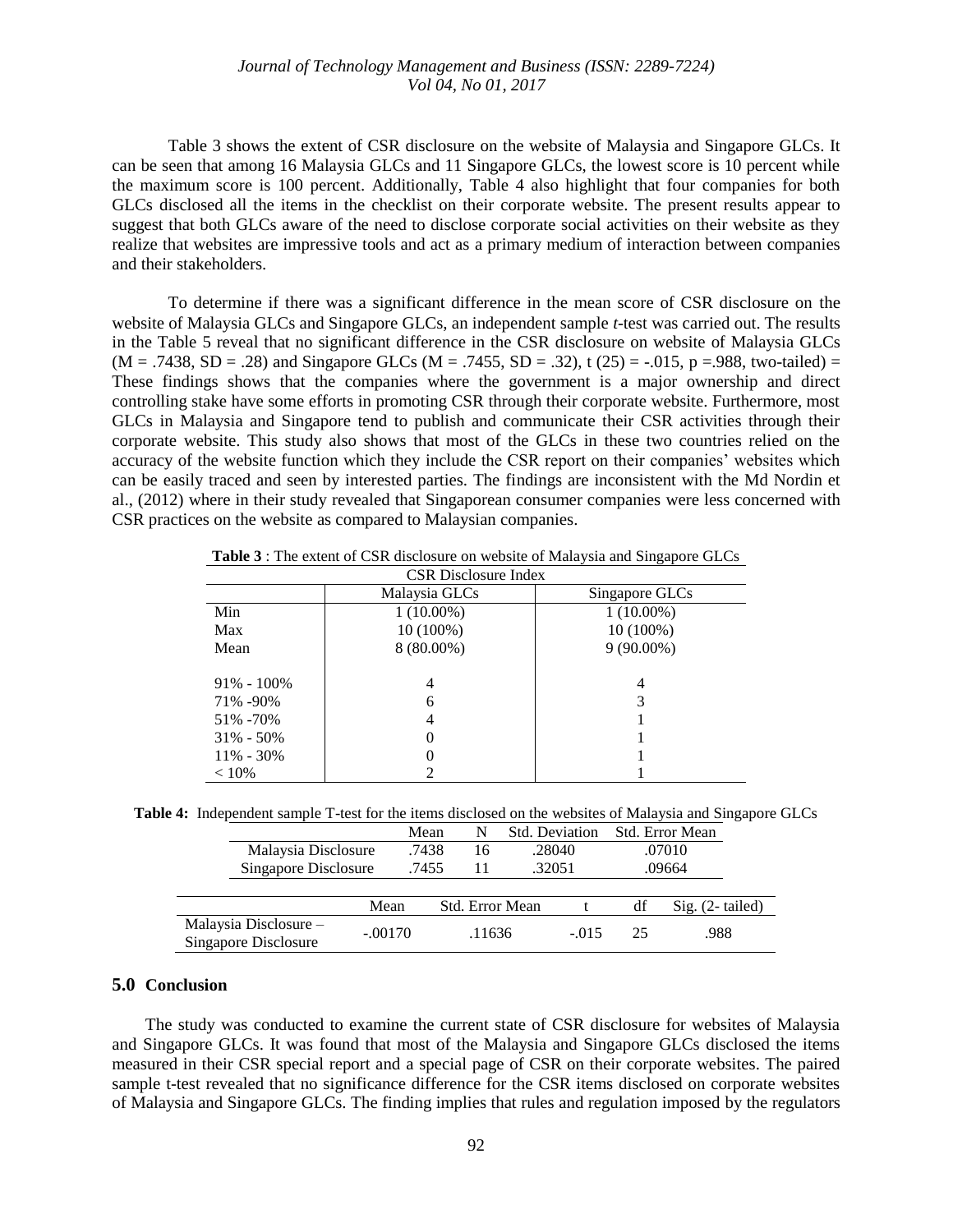Table 3 shows the extent of CSR disclosure on the website of Malaysia and Singapore GLCs. It can be seen that among 16 Malaysia GLCs and 11 Singapore GLCs, the lowest score is 10 percent while the maximum score is 100 percent. Additionally, Table 4 also highlight that four companies for both GLCs disclosed all the items in the checklist on their corporate website. The present results appear to suggest that both GLCs aware of the need to disclose corporate social activities on their website as they realize that websites are impressive tools and act as a primary medium of interaction between companies and their stakeholders.

To determine if there was a significant difference in the mean score of CSR disclosure on the website of Malaysia GLCs and Singapore GLCs, an independent sample *t*-test was carried out. The results in the Table 5 reveal that no significant difference in the CSR disclosure on website of Malaysia GLCs (M = .7438, SD = .28) and Singapore GLCs (M = .7455, SD = .32), t (25) = -.015, p =.988, two-tailed) = These findings shows that the companies where the government is a major ownership and direct controlling stake have some efforts in promoting CSR through their corporate website. Furthermore, most GLCs in Malaysia and Singapore tend to publish and communicate their CSR activities through their corporate website. This study also shows that most of the GLCs in these two countries relied on the accuracy of the website function which they include the CSR report on their companies' websites which can be easily traced and seen by interested parties. The findings are inconsistent with the Md Nordin et al., (2012) where in their study revealed that Singaporean consumer companies were less concerned with CSR practices on the website as compared to Malaysian companies.

**Table 3** : The extent of CSR disclosure on website of Malaysia and Singapore GLCs

| | CSR Disclosure Index | |
|---|---|---|
| | Malaysia GLCs | Singapore GLCs |
| Min | 1 (10.00%) | 1 (10.00%) |
| Max | 10 (100%) | 10 (100%) |
| Mean | 8 (80.00%) | 9 (90.00%) |
| 91% - 100% | 4 | 4 |
| 71% -90% | 6 | 3 |
| 51% -70% | 4 | 1 |
| 31% - 50% | 0 | 1 |
| 11% - 30% | 0 | 1 |
| < 10% | 2 | 1 |

**Table 4:** Independent sample T-test for the items disclosed on the websites of Malaysia and Singapore GLCs

| | Mean | N | Std. Deviation | Std. Error Mean |
|---|---|---|---|---|
| Malaysia Disclosure | .7438 | 16 | .28040 | .07010 |
| Singapore Disclosure | .7455 | 11 | .32051 | .09664 |

| | Mean | Std. Error Mean | t | df | Sig. (2- tailed) |
|---|---|---|---|---|---|
| Malaysia Disclosure – Singapore Disclosure | -.00170 | .11636 | -.015 | 25 | .988 |

## 5.0 Conclusion

The study was conducted to examine the current state of CSR disclosure for websites of Malaysia and Singapore GLCs. It was found that most of the Malaysia and Singapore GLCs disclosed the items measured in their CSR special report and a special page of CSR on their corporate websites. The paired sample t-test revealed that no significance difference for the CSR items disclosed on corporate websites of Malaysia and Singapore GLCs. The finding implies that rules and regulation imposed by the regulators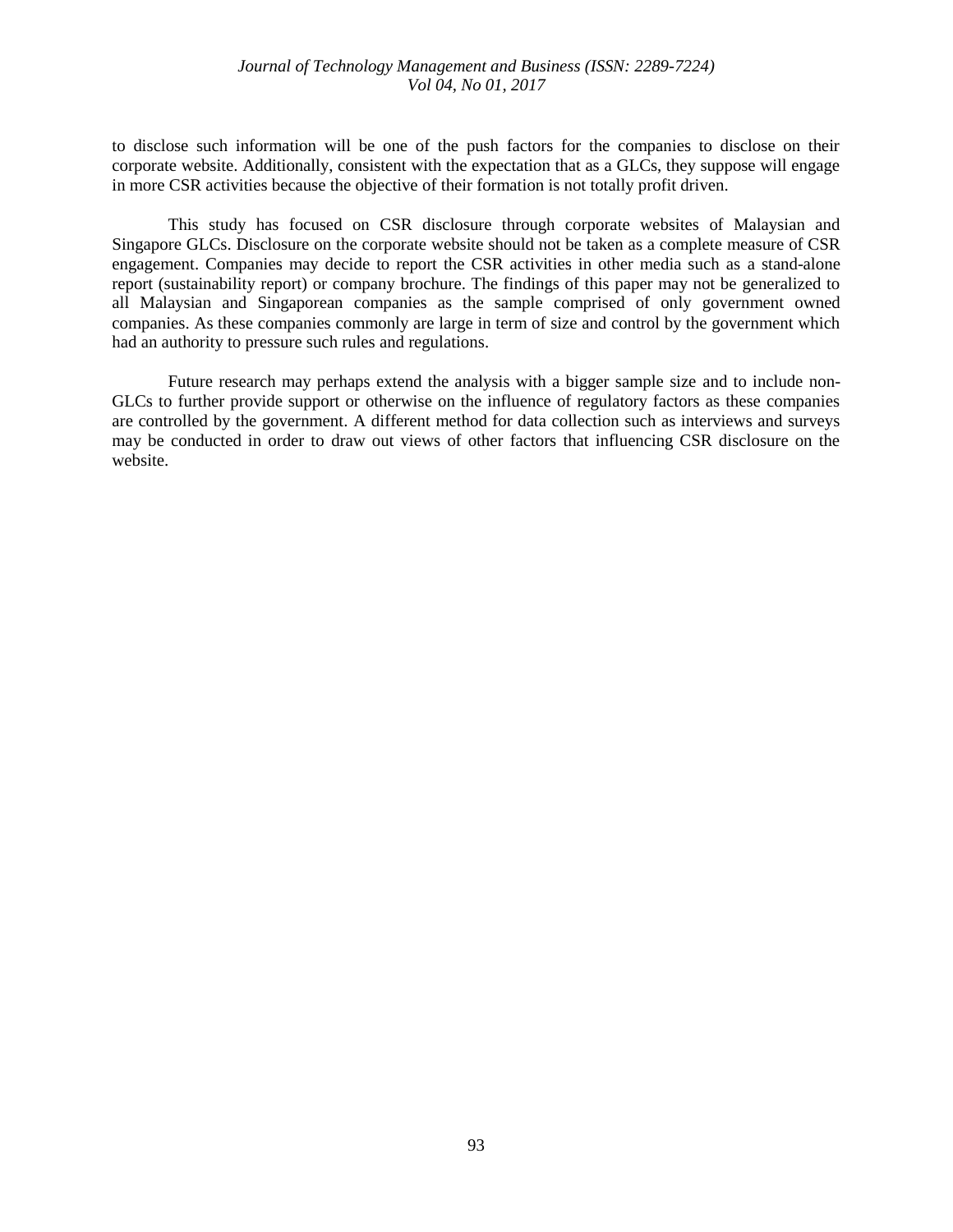to disclose such information will be one of the push factors for the companies to disclose on their corporate website. Additionally, consistent with the expectation that as a GLCs, they suppose will engage in more CSR activities because the objective of their formation is not totally profit driven.

This study has focused on CSR disclosure through corporate websites of Malaysian and Singapore GLCs. Disclosure on the corporate website should not be taken as a complete measure of CSR engagement. Companies may decide to report the CSR activities in other media such as a stand-alone report (sustainability report) or company brochure. The findings of this paper may not be generalized to all Malaysian and Singaporean companies as the sample comprised of only government owned companies. As these companies commonly are large in term of size and control by the government which had an authority to pressure such rules and regulations.

Future research may perhaps extend the analysis with a bigger sample size and to include non-GLCs to further provide support or otherwise on the influence of regulatory factors as these companies are controlled by the government. A different method for data collection such as interviews and surveys may be conducted in order to draw out views of other factors that influencing CSR disclosure on the website.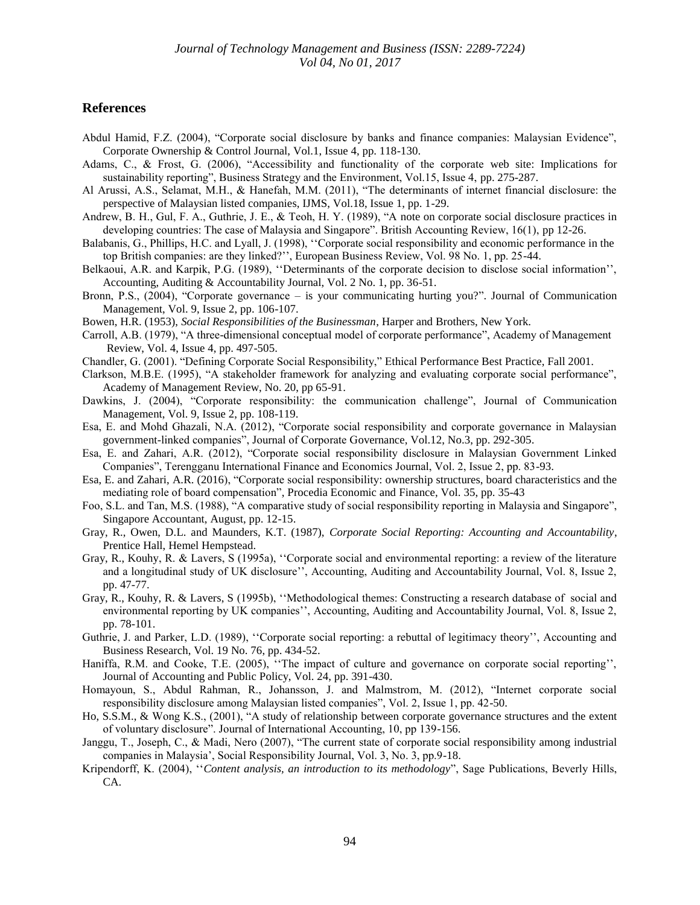## References

Abdul Hamid, F.Z. (2004), "Corporate social disclosure by banks and finance companies: Malaysian Evidence", Corporate Ownership & Control Journal, Vol.1, Issue 4, pp. 118-130.

Adams, C., & Frost, G. (2006), "Accessibility and functionality of the corporate web site: Implications for sustainability reporting", Business Strategy and the Environment, Vol.15, Issue 4, pp. 275-287.

Al Arussi, A.S., Selamat, M.H., & Hanefah, M.M. (2011), "The determinants of internet financial disclosure: the perspective of Malaysian listed companies, IJMS, Vol.18, Issue 1, pp. 1-29.

Andrew, B. H., Gul, F. A., Guthrie, J. E., & Teoh, H. Y. (1989), "A note on corporate social disclosure practices in developing countries: The case of Malaysia and Singapore". British Accounting Review, 16(1), pp 12-26.

Balabanis, G., Phillips, H.C. and Lyall, J. (1998), ''Corporate social responsibility and economic performance in the top British companies: are they linked?'', European Business Review, Vol. 98 No. 1, pp. 25-44.

Belkaoui, A.R. and Karpik, P.G. (1989), ''Determinants of the corporate decision to disclose social information'', Accounting, Auditing & Accountability Journal, Vol. 2 No. 1, pp. 36-51.

Bronn, P.S., (2004), "Corporate governance – is your communicating hurting you?". Journal of Communication Management, Vol. 9, Issue 2, pp. 106-107.

Bowen, H.R. (1953), *Social Responsibilities of the Businessman*, Harper and Brothers, New York.

Carroll, A.B. (1979), "A three-dimensional conceptual model of corporate performance", Academy of Management Review, Vol. 4, Issue 4, pp. 497-505.

Chandler, G. (2001). "Defining Corporate Social Responsibility," Ethical Performance Best Practice, Fall 2001.

Clarkson, M.B.E. (1995), "A stakeholder framework for analyzing and evaluating corporate social performance", Academy of Management Review, No. 20, pp 65-91.

Dawkins, J. (2004), "Corporate responsibility: the communication challenge", Journal of Communication Management, Vol. 9, Issue 2, pp. 108-119.

Esa, E. and Mohd Ghazali, N.A. (2012), "Corporate social responsibility and corporate governance in Malaysian government-linked companies", Journal of Corporate Governance, Vol.12, No.3, pp. 292-305.

Esa, E. and Zahari, A.R. (2012), "Corporate social responsibility disclosure in Malaysian Government Linked Companies", Terengganu International Finance and Economics Journal, Vol. 2, Issue 2, pp. 83-93.

Esa, E. and Zahari, A.R. (2016), "Corporate social responsibility: ownership structures, board characteristics and the mediating role of board compensation", Procedia Economic and Finance, Vol. 35, pp. 35-43

Foo, S.L. and Tan, M.S. (1988), "A comparative study of social responsibility reporting in Malaysia and Singapore", Singapore Accountant, August, pp. 12-15.

Gray, R., Owen, D.L. and Maunders, K.T. (1987), *Corporate Social Reporting: Accounting and Accountability*, Prentice Hall, Hemel Hempstead.

Gray, R., Kouhy, R. & Lavers, S (1995a), ''Corporate social and environmental reporting: a review of the literature and a longitudinal study of UK disclosure'', Accounting, Auditing and Accountability Journal, Vol. 8, Issue 2, pp. 47-77.

Gray, R., Kouhy, R. & Lavers, S (1995b), ''Methodological themes: Constructing a research database of social and environmental reporting by UK companies'', Accounting, Auditing and Accountability Journal, Vol. 8, Issue 2, pp. 78-101.

Guthrie, J. and Parker, L.D. (1989), ''Corporate social reporting: a rebuttal of legitimacy theory'', Accounting and Business Research, Vol. 19 No. 76, pp. 434-52.

Haniffa, R.M. and Cooke, T.E. (2005), ''The impact of culture and governance on corporate social reporting'', Journal of Accounting and Public Policy, Vol. 24, pp. 391-430.

Homayoun, S., Abdul Rahman, R., Johansson, J. and Malmstrom, M. (2012), "Internet corporate social responsibility disclosure among Malaysian listed companies", Vol. 2, Issue 1, pp. 42-50.

Ho, S.S.M., & Wong K.S., (2001), "A study of relationship between corporate governance structures and the extent of voluntary disclosure". Journal of International Accounting, 10, pp 139-156.

Janggu, T., Joseph, C., & Madi, Nero (2007), "The current state of corporate social responsibility among industrial companies in Malaysia', Social Responsibility Journal, Vol. 3, No. 3, pp.9-18.

Kripendorff, K. (2004), ''*Content analysis, an introduction to its methodology*", Sage Publications, Beverly Hills, CA.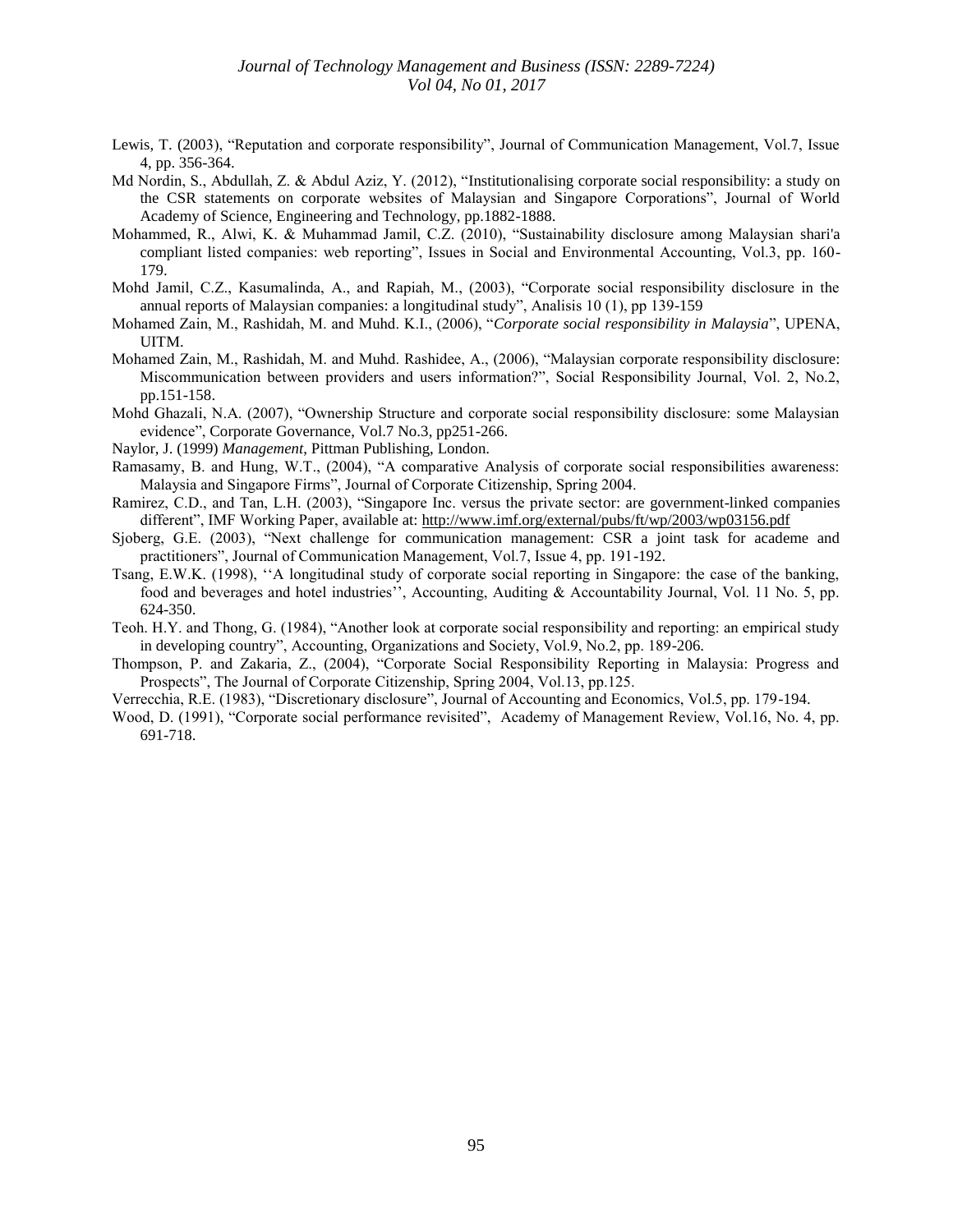Lewis, T. (2003), "Reputation and corporate responsibility", Journal of Communication Management, Vol.7, Issue 4, pp. 356-364.

Md Nordin, S., Abdullah, Z. & Abdul Aziz, Y. (2012), "Institutionalising corporate social responsibility: a study on the CSR statements on corporate websites of Malaysian and Singapore Corporations", Journal of World Academy of Science, Engineering and Technology, pp.1882-1888.

Mohammed, R., Alwi, K. & Muhammad Jamil, C.Z. (2010), "Sustainability disclosure among Malaysian shari'a compliant listed companies: web reporting", Issues in Social and Environmental Accounting, Vol.3, pp. 160-179.

Mohd Jamil, C.Z., Kasumalinda, A., and Rapiah, M., (2003), "Corporate social responsibility disclosure in the annual reports of Malaysian companies: a longitudinal study", Analisis 10 (1), pp 139-159

Mohamed Zain, M., Rashidah, M. and Muhd. K.I., (2006), "*Corporate social responsibility in Malaysia*", UPENA, UITM.

Mohamed Zain, M., Rashidah, M. and Muhd. Rashidee, A., (2006), "Malaysian corporate responsibility disclosure: Miscommunication between providers and users information?", Social Responsibility Journal, Vol. 2, No.2, pp.151-158.

Mohd Ghazali, N.A. (2007), "Ownership Structure and corporate social responsibility disclosure: some Malaysian evidence", Corporate Governance, Vol.7 No.3, pp251-266.

Naylor, J. (1999) *Management*, Pittman Publishing, London.

Ramasamy, B. and Hung, W.T., (2004), "A comparative Analysis of corporate social responsibilities awareness: Malaysia and Singapore Firms", Journal of Corporate Citizenship, Spring 2004.

Ramirez, C.D., and Tan, L.H. (2003), "Singapore Inc. versus the private sector: are government-linked companies different", IMF Working Paper, available at: http://www.imf.org/external/pubs/ft/wp/2003/wp03156.pdf

Sjoberg, G.E. (2003), "Next challenge for communication management: CSR a joint task for academe and practitioners", Journal of Communication Management, Vol.7, Issue 4, pp. 191-192.

Tsang, E.W.K. (1998), ''A longitudinal study of corporate social reporting in Singapore: the case of the banking, food and beverages and hotel industries'', Accounting, Auditing & Accountability Journal, Vol. 11 No. 5, pp. 624-350.

Teoh. H.Y. and Thong, G. (1984), "Another look at corporate social responsibility and reporting: an empirical study in developing country", Accounting, Organizations and Society, Vol.9, No.2, pp. 189-206.

Thompson, P. and Zakaria, Z., (2004), "Corporate Social Responsibility Reporting in Malaysia: Progress and Prospects", The Journal of Corporate Citizenship, Spring 2004, Vol.13, pp.125.

Verrecchia, R.E. (1983), "Discretionary disclosure", Journal of Accounting and Economics, Vol.5, pp. 179-194.

Wood, D. (1991), "Corporate social performance revisited", Academy of Management Review, Vol.16, No. 4, pp. 691-718.